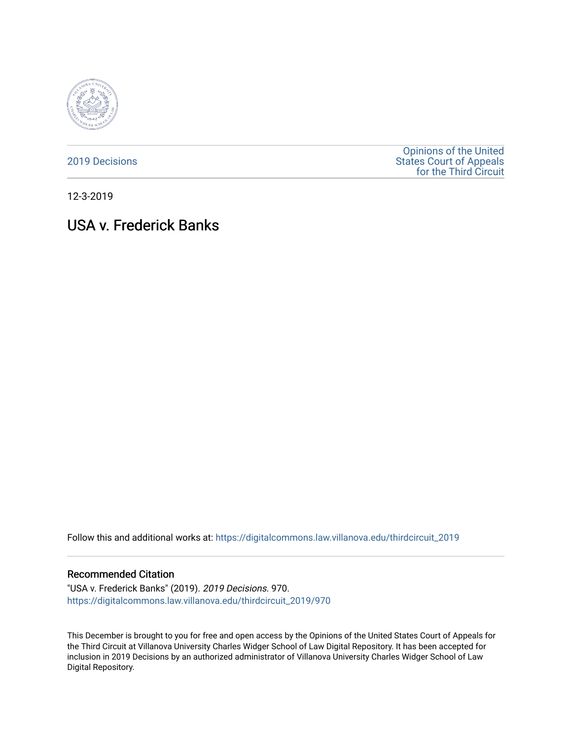2019 Decisions

Opinions of the United States Court of Appeals for the Third Circuit

12-3-2019

# USA v. Frederick Banks

Follow this and additional works at: https://digitalcommons.law.villanova.edu/thirdcircuit_2019

## Recommended Citation

"USA v. Frederick Banks" (2019). *2019 Decisions*. 970.
https://digitalcommons.law.villanova.edu/thirdcircuit_2019/970

This December is brought to you for free and open access by the Opinions of the United States Court of Appeals for the Third Circuit at Villanova University Charles Widger School of Law Digital Repository. It has been accepted for inclusion in 2019 Decisions by an authorized administrator of Villanova University Charles Widger School of Law Digital Repository.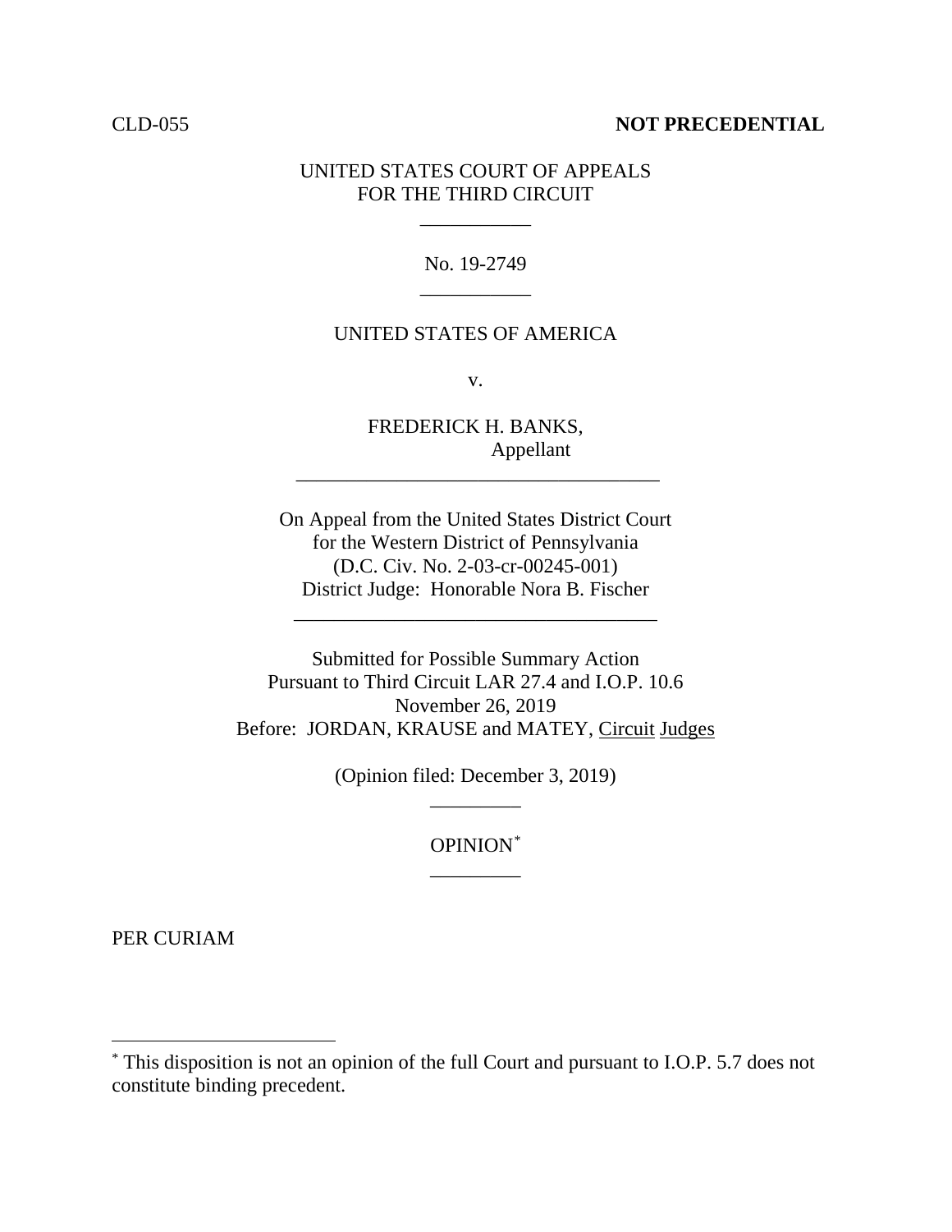CLD-055 **NOT PRECEDENTIAL**

UNITED STATES COURT OF APPEALS
FOR THE THIRD CIRCUIT

\_\_\_\_\_\_\_\_\_\_\_

No. 19-2749

\_\_\_\_\_\_\_\_\_\_\_

UNITED STATES OF AMERICA

v.

FREDERICK H. BANKS,
Appellant

\_\_\_\_\_\_\_\_\_\_\_\_\_\_\_\_\_\_\_\_\_\_\_\_\_\_\_\_\_\_\_\_\_\_\_\_

On Appeal from the United States District Court
for the Western District of Pennsylvania
(D.C. Civ. No. 2-03-cr-00245-001)
District Judge: Honorable Nora B. Fischer

\_\_\_\_\_\_\_\_\_\_\_\_\_\_\_\_\_\_\_\_\_\_\_\_\_\_\_\_\_\_\_\_\_\_\_\_

Submitted for Possible Summary Action
Pursuant to Third Circuit LAR 27.4 and I.O.P. 10.6
November 26, 2019
Before: JORDAN, KRAUSE and MATEY, Circuit Judges

(Opinion filed: December 3, 2019)

\_\_\_\_\_\_\_\_\_

OPINION[*]

\_\_\_\_\_\_\_\_\_

PER CURIAM

---

[*] This disposition is not an opinion of the full Court and pursuant to I.O.P. 5.7 does not constitute binding precedent.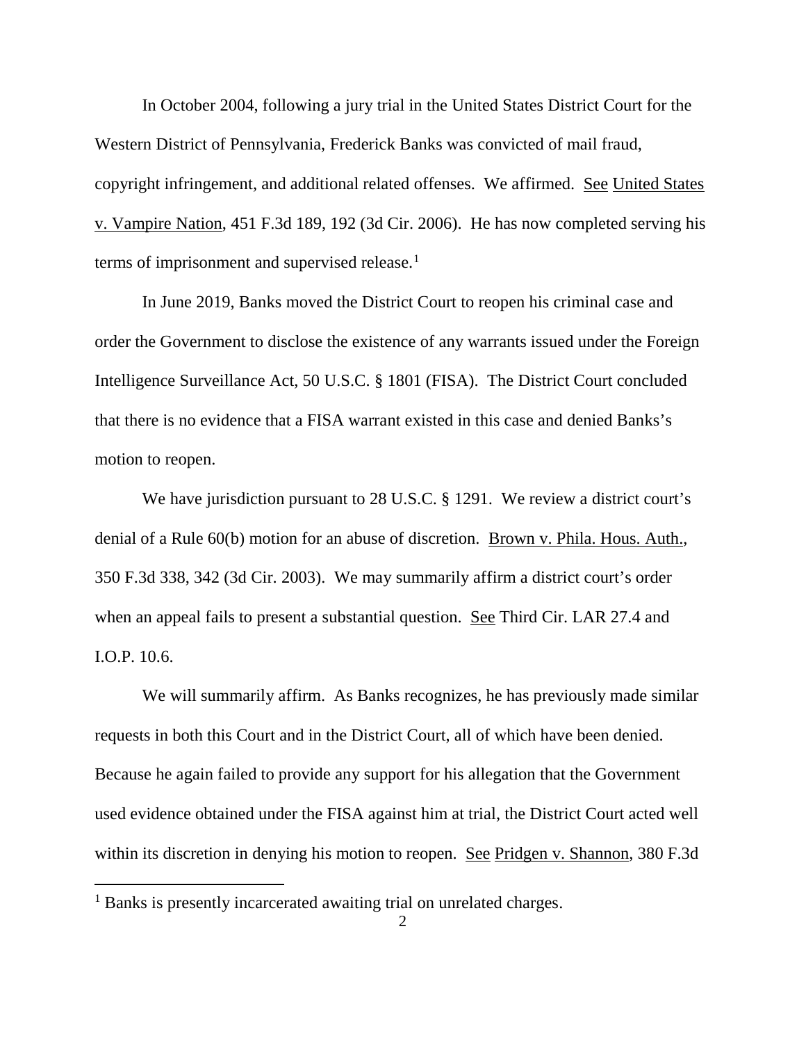In October 2004, following a jury trial in the United States District Court for the Western District of Pennsylvania, Frederick Banks was convicted of mail fraud, copyright infringement, and additional related offenses. We affirmed. See United States v. Vampire Nation, 451 F.3d 189, 192 (3d Cir. 2006). He has now completed serving his terms of imprisonment and supervised release.[1]

In June 2019, Banks moved the District Court to reopen his criminal case and order the Government to disclose the existence of any warrants issued under the Foreign Intelligence Surveillance Act, 50 U.S.C. § 1801 (FISA). The District Court concluded that there is no evidence that a FISA warrant existed in this case and denied Banks's motion to reopen.

We have jurisdiction pursuant to 28 U.S.C. § 1291. We review a district court's denial of a Rule 60(b) motion for an abuse of discretion. Brown v. Phila. Hous. Auth., 350 F.3d 338, 342 (3d Cir. 2003). We may summarily affirm a district court's order when an appeal fails to present a substantial question. See Third Cir. LAR 27.4 and I.O.P. 10.6.

We will summarily affirm. As Banks recognizes, he has previously made similar requests in both this Court and in the District Court, all of which have been denied. Because he again failed to provide any support for his allegation that the Government used evidence obtained under the FISA against him at trial, the District Court acted well within its discretion in denying his motion to reopen. See Pridgen v. Shannon, 380 F.3d

---

[1] Banks is presently incarcerated awaiting trial on unrelated charges.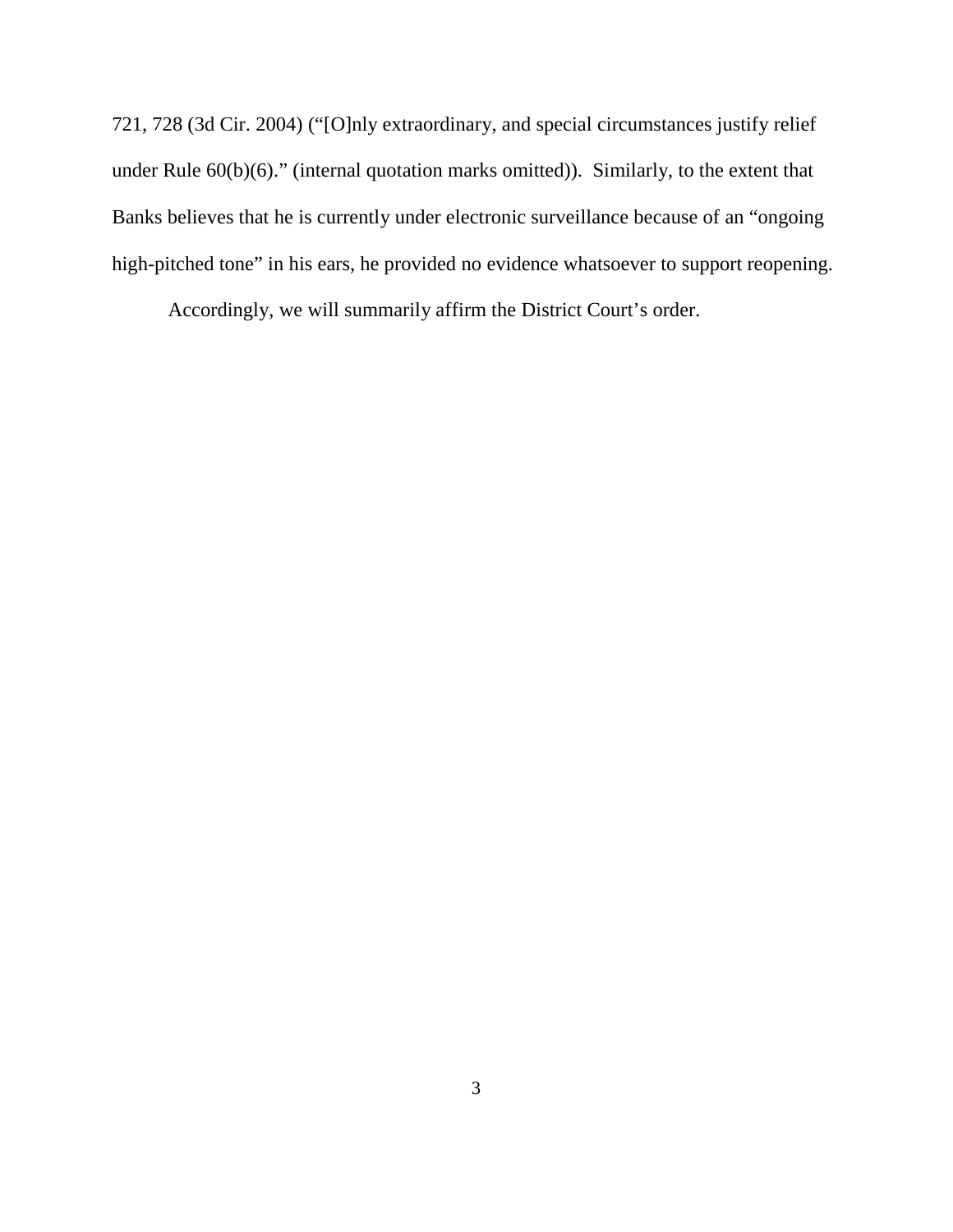721, 728 (3d Cir. 2004) ("[O]nly extraordinary, and special circumstances justify relief under Rule 60(b)(6)." (internal quotation marks omitted)). Similarly, to the extent that Banks believes that he is currently under electronic surveillance because of an "ongoing high-pitched tone" in his ears, he provided no evidence whatsoever to support reopening.

Accordingly, we will summarily affirm the District Court's order.